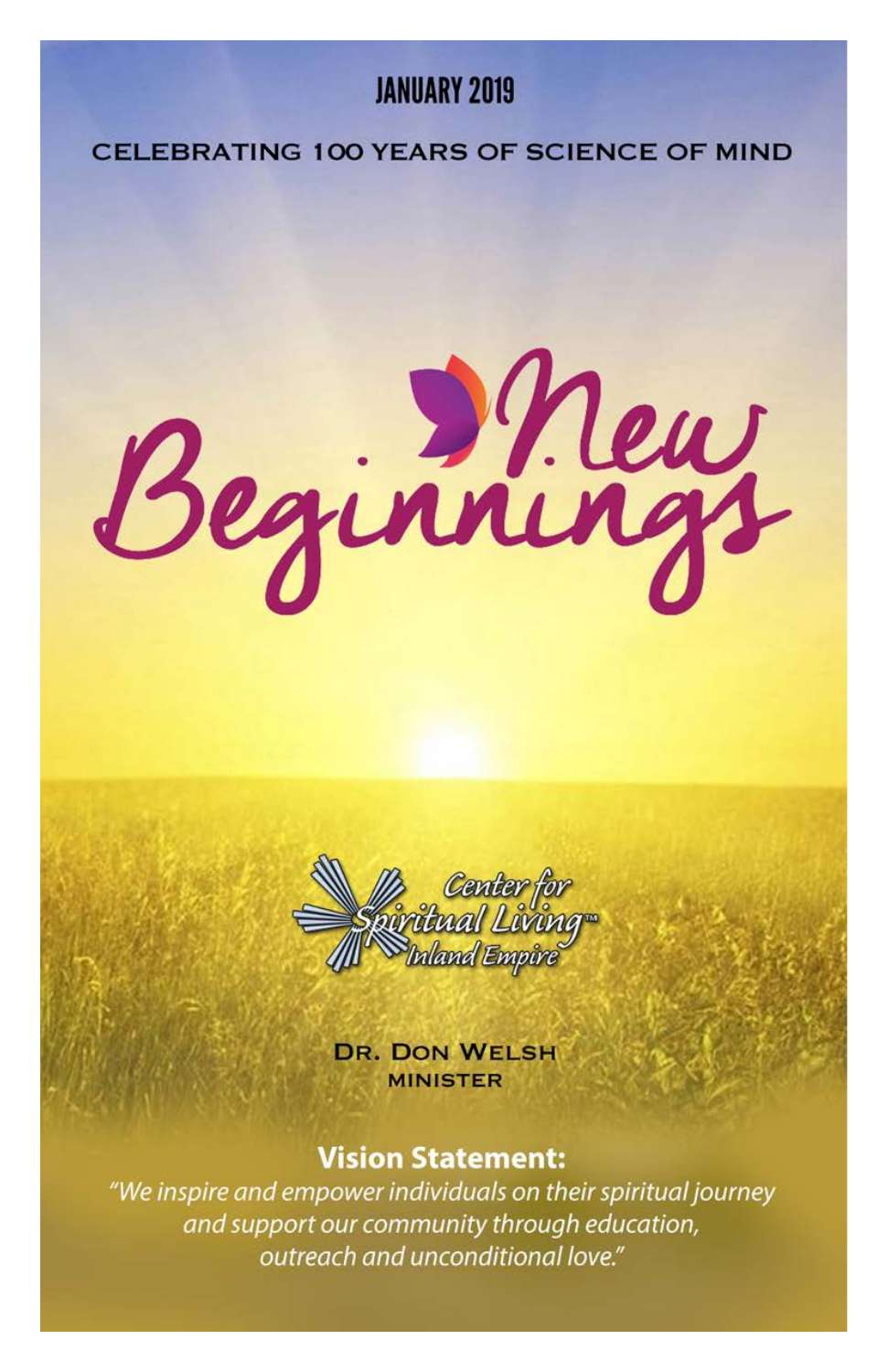JANUARY 2019

CELEBRATING 100 YEARS OF SCIENCE OF MIND

# New Beginnings

Center for Spiritual Living™ Inland Empire

DR. DON WELSH
MINISTER

**Vision Statement:**

*"We inspire and empower individuals on their spiritual journey and support our community through education, outreach and unconditional love."*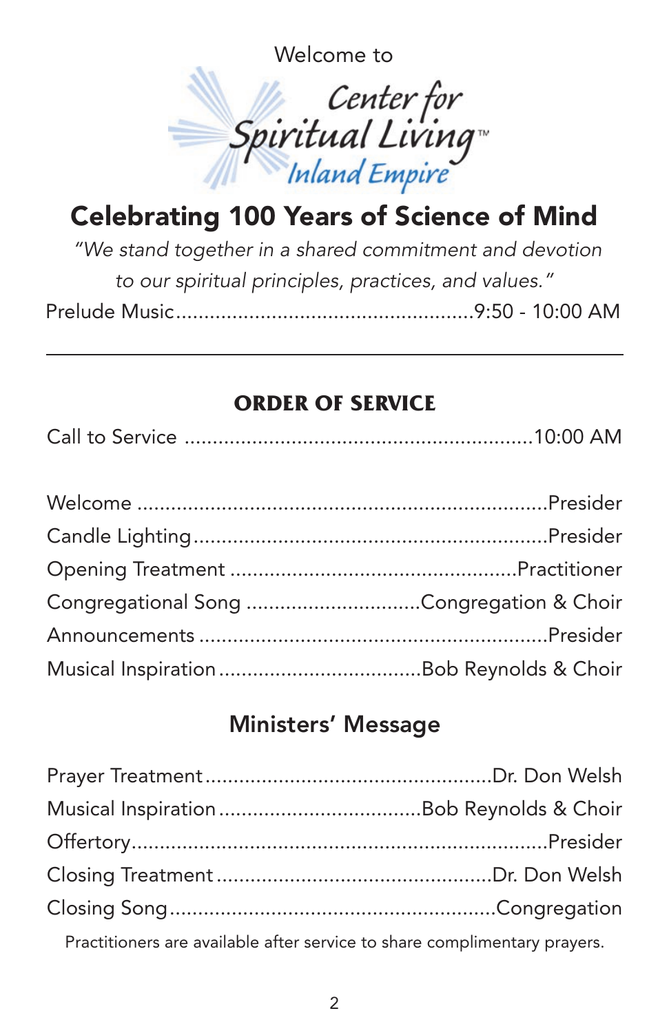Welcome to

Center for Spiritual Living™ Inland Empire

# Celebrating 100 Years of Science of Mind

*"We stand together in a shared commitment and devotion to our spiritual principles, practices, and values."*

Prelude Music....................................................9:50 - 10:00 AM

---

## ORDER OF SERVICE

Call to Service ..............................................................10:00 AM

Welcome .........................................................................Presider
Candle Lighting...............................................................Presider
Opening Treatment ..................................................Practitioner
Congregational Song ...............................Congregation & Choir
Announcements ..............................................................Presider
Musical Inspiration....................................Bob Reynolds & Choir

## Ministers' Message

Prayer Treatment...................................................Dr. Don Welsh
Musical Inspiration....................................Bob Reynolds & Choir
Offertory..........................................................................Presider
Closing Treatment .................................................Dr. Don Welsh
Closing Song.........................................................Congregation

Practitioners are available after service to share complimentary prayers.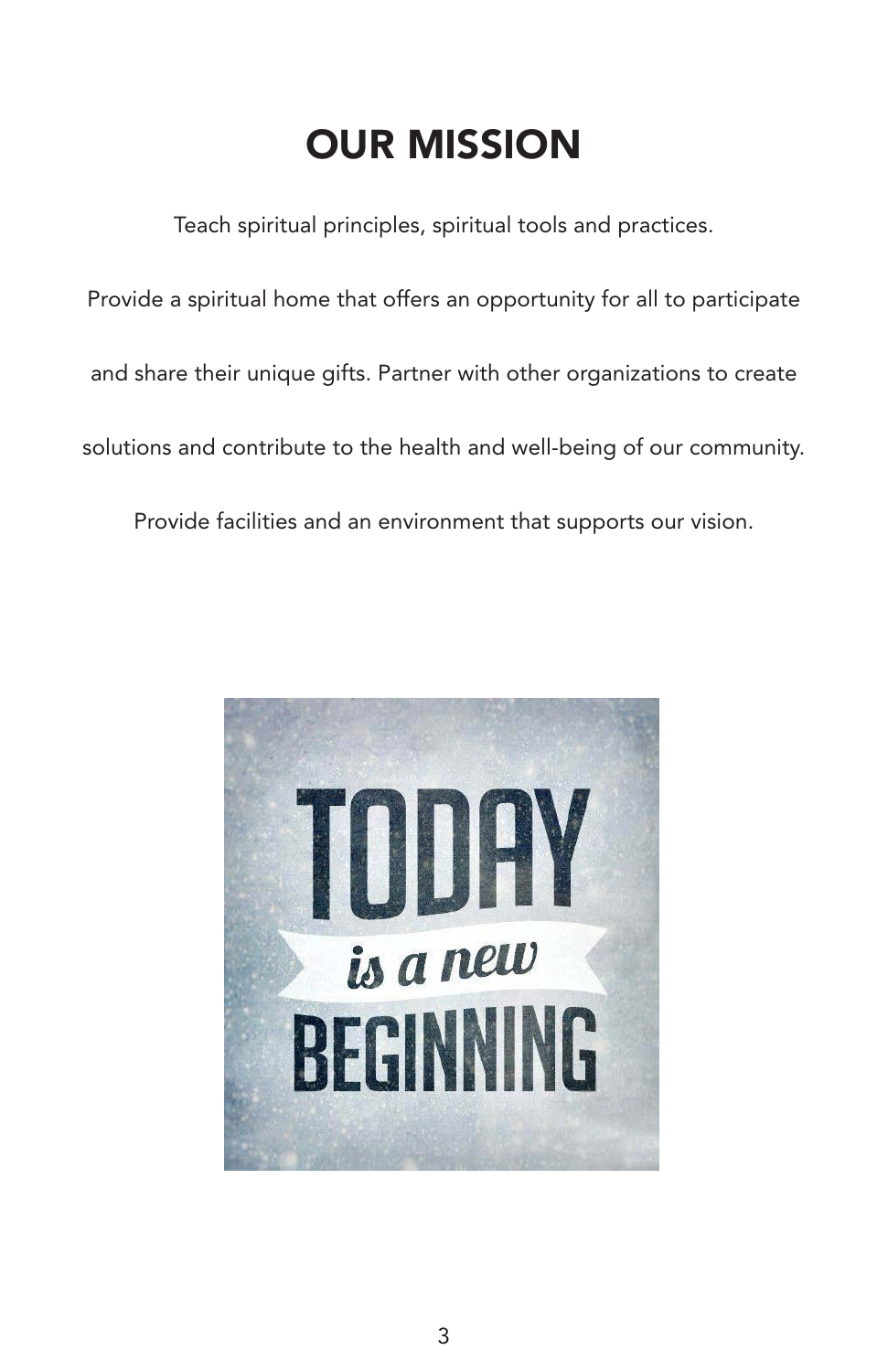# OUR MISSION

Teach spiritual principles, spiritual tools and practices.

Provide a spiritual home that offers an opportunity for all to participate and share their unique gifts. Partner with other organizations to create solutions and contribute to the health and well-being of our community.

Provide facilities and an environment that supports our vision.

TODAY *is a new* BEGINNING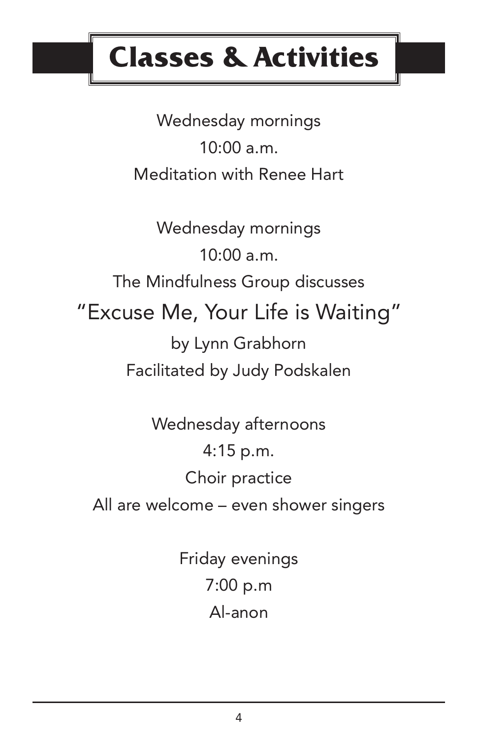# Classes & Activities

Wednesday mornings
10:00 a.m.
Meditation with Renee Hart

Wednesday mornings
10:00 a.m.
The Mindfulness Group discusses

## "Excuse Me, Your Life is Waiting"

by Lynn Grabhorn
Facilitated by Judy Podskalen

Wednesday afternoons
4:15 p.m.
Choir practice
All are welcome – even shower singers

Friday evenings
7:00 p.m
Al-anon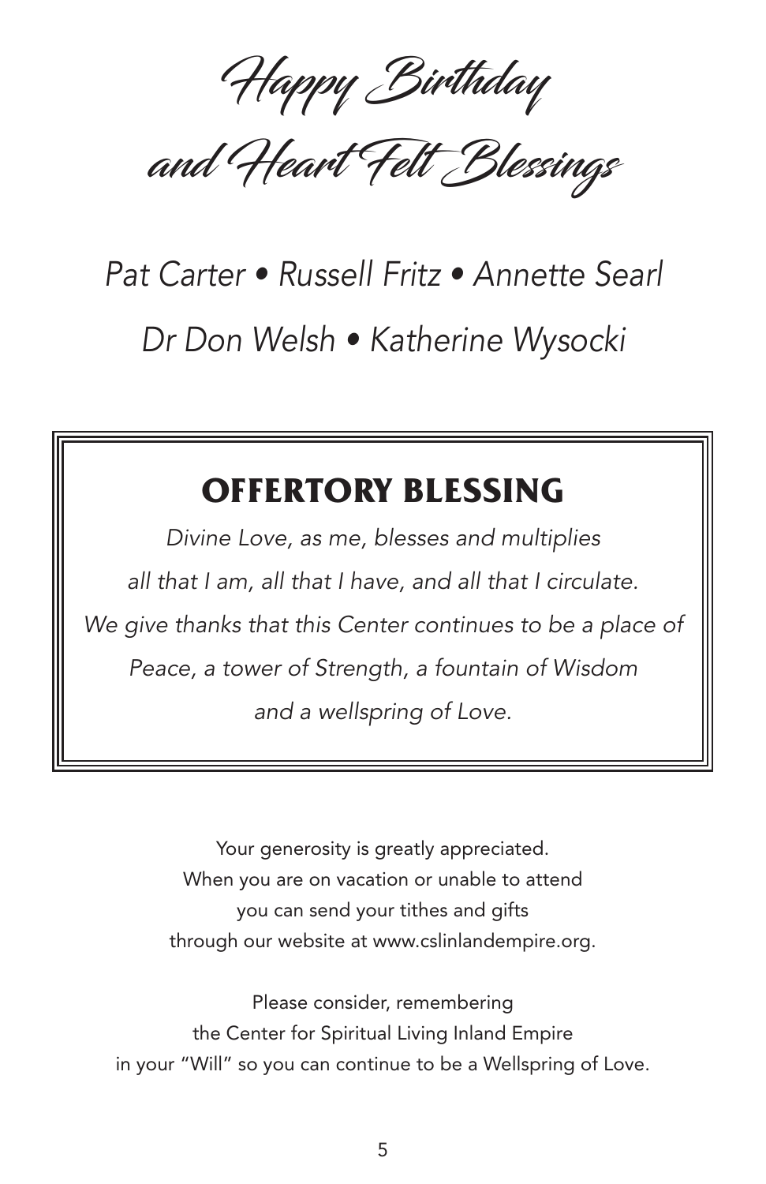# Happy Birthday and Heart Felt Blessings

*Pat Carter • Russell Fritz • Annette Searl*

*Dr Don Welsh • Katherine Wysocki*

## OFFERTORY BLESSING

*Divine Love, as me, blesses and multiplies*
*all that I am, all that I have, and all that I circulate.*
*We give thanks that this Center continues to be a place of*
*Peace, a tower of Strength, a fountain of Wisdom*
*and a wellspring of Love.*

Your generosity is greatly appreciated.
When you are on vacation or unable to attend
you can send your tithes and gifts
through our website at www.cslinlandempire.org.

Please consider, remembering
the Center for Spiritual Living Inland Empire
in your "Will" so you can continue to be a Wellspring of Love.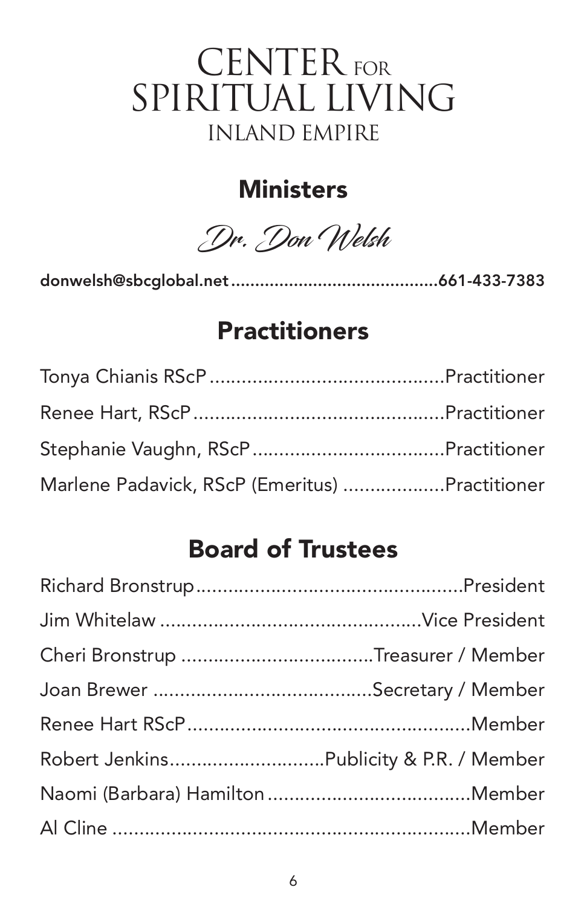# CENTER FOR SPIRITUAL LIVING
INLAND EMPIRE

## Ministers

*Dr. Don Welsh*

**donwelsh@sbcglobal.net..........................................661-433-7383**

## Practitioners

Tonya Chianis RScP............................................Practitioner

Renee Hart, RScP...............................................Practitioner

Stephanie Vaughn, RScP...................................Practitioner

Marlene Padavick, RScP (Emeritus)...................Practitioner

## Board of Trustees

Richard Bronstrup.................................................President

Jim Whitelaw................................................Vice President

Cheri Bronstrup...................................Treasurer / Member

Joan Brewer........................................Secretary / Member

Renee Hart RScP.....................................................Member

Robert Jenkins............................Publicity & P.R. / Member

Naomi (Barbara) Hamilton......................................Member

Al Cline...................................................................Member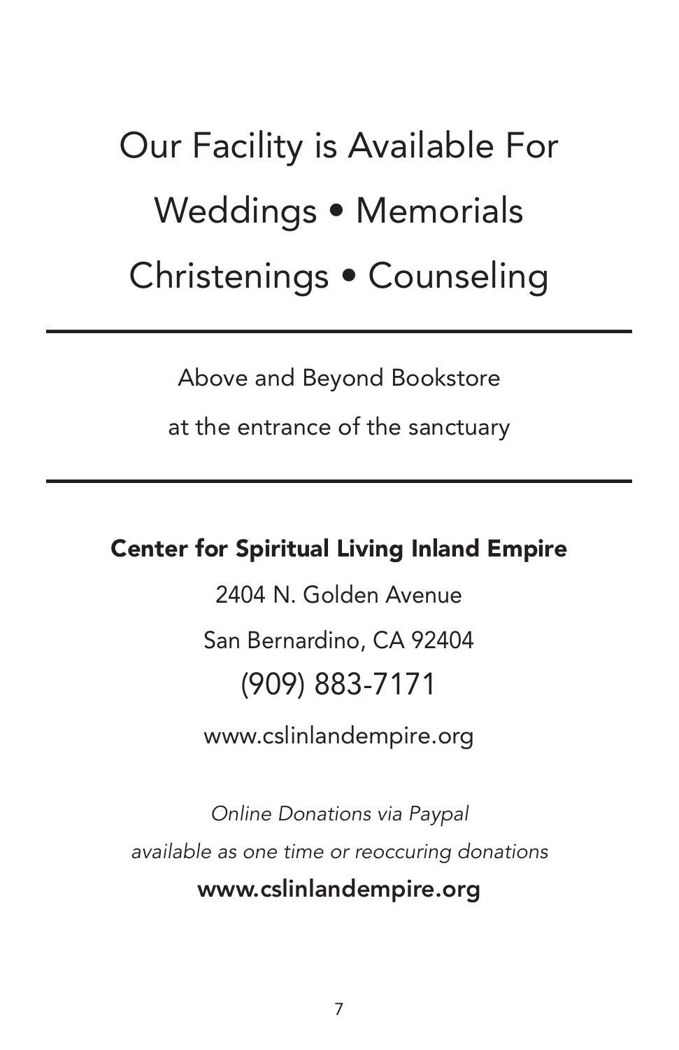# Our Facility is Available For

# Weddings • Memorials

# Christenings • Counseling

---

Above and Beyond Bookstore

at the entrance of the sanctuary

---

**Center for Spiritual Living Inland Empire**

2404 N. Golden Avenue

San Bernardino, CA 92404

(909) 883-7171

www.cslinlandempire.org

*Online Donations via Paypal*

*available as one time or reoccuring donations*

**www.cslinlandempire.org**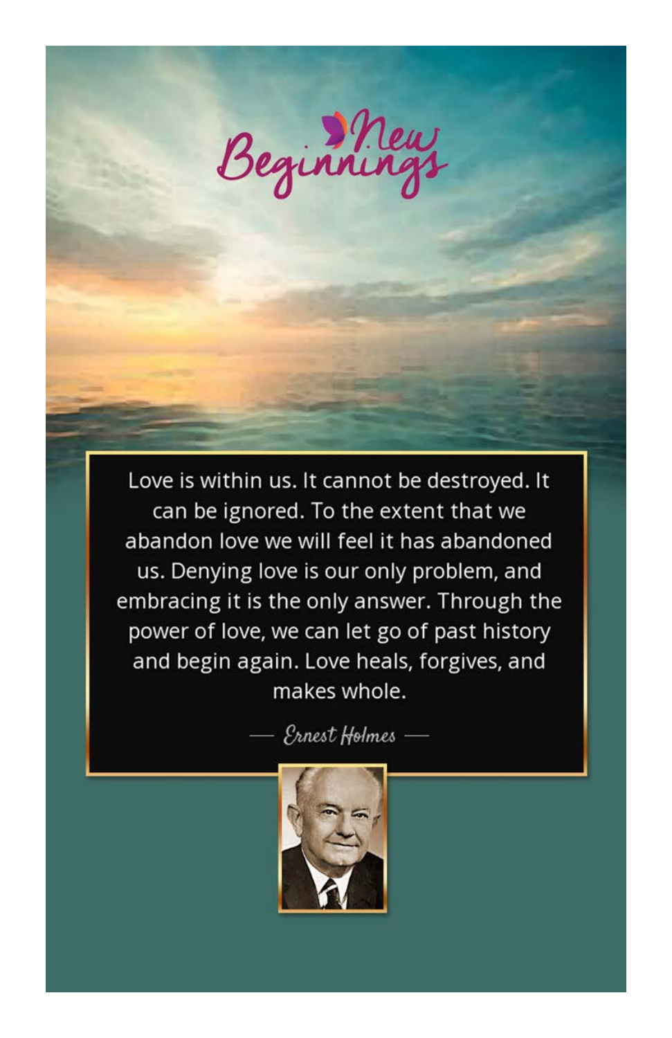# New Beginnings

Love is within us. It cannot be destroyed. It can be ignored. To the extent that we abandon love we will feel it has abandoned us. Denying love is our only problem, and embracing it is the only answer. Through the power of love, we can let go of past history and begin again. Love heals, forgives, and makes whole.

— *Ernest Holmes* —